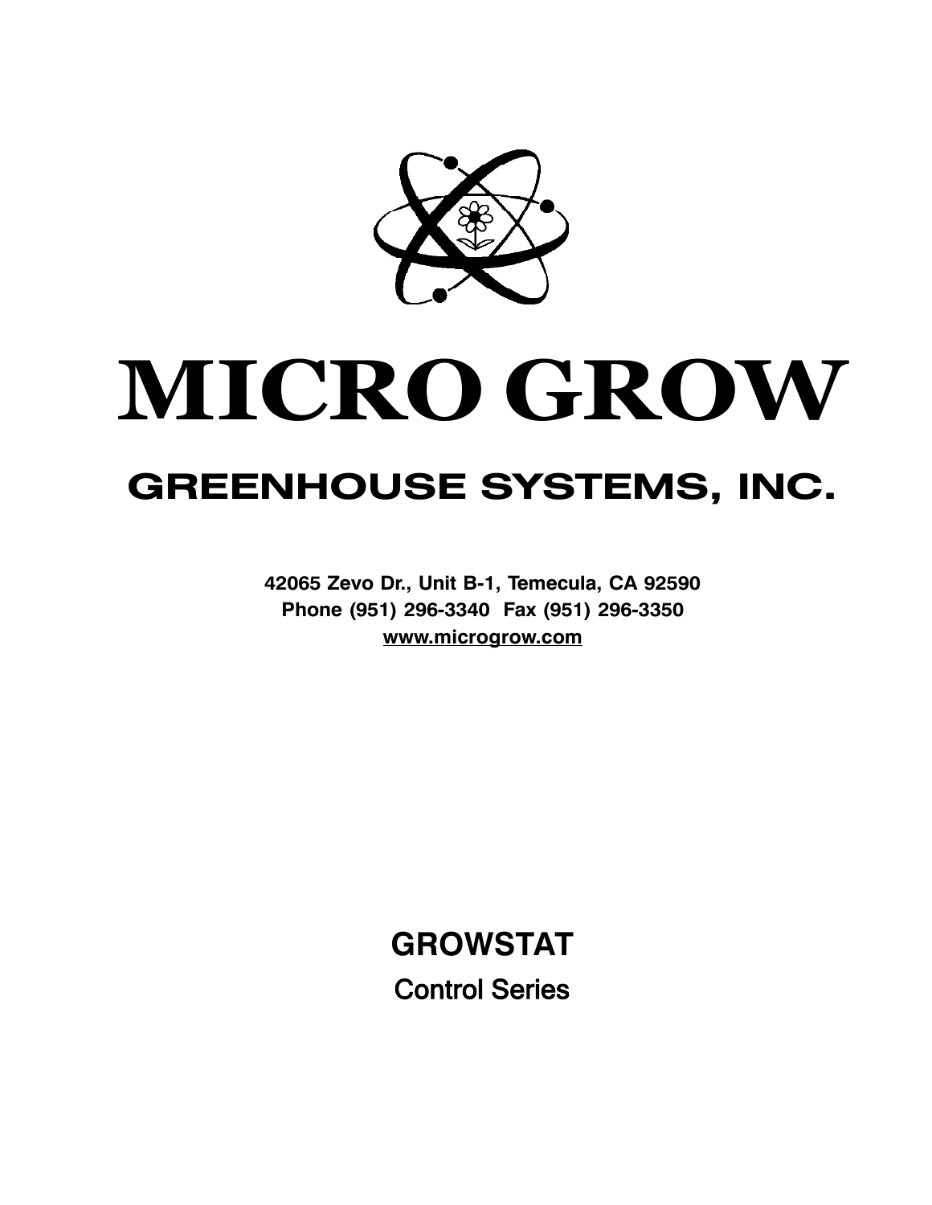# MICRO GROW

## GREENHOUSE SYSTEMS, INC.

**42065 Zevo Dr., Unit B-1, Temecula, CA 92590**
**Phone (951) 296-3340 Fax (951) 296-3350**
**www.microgrow.com**

## GROWSTAT

Control Series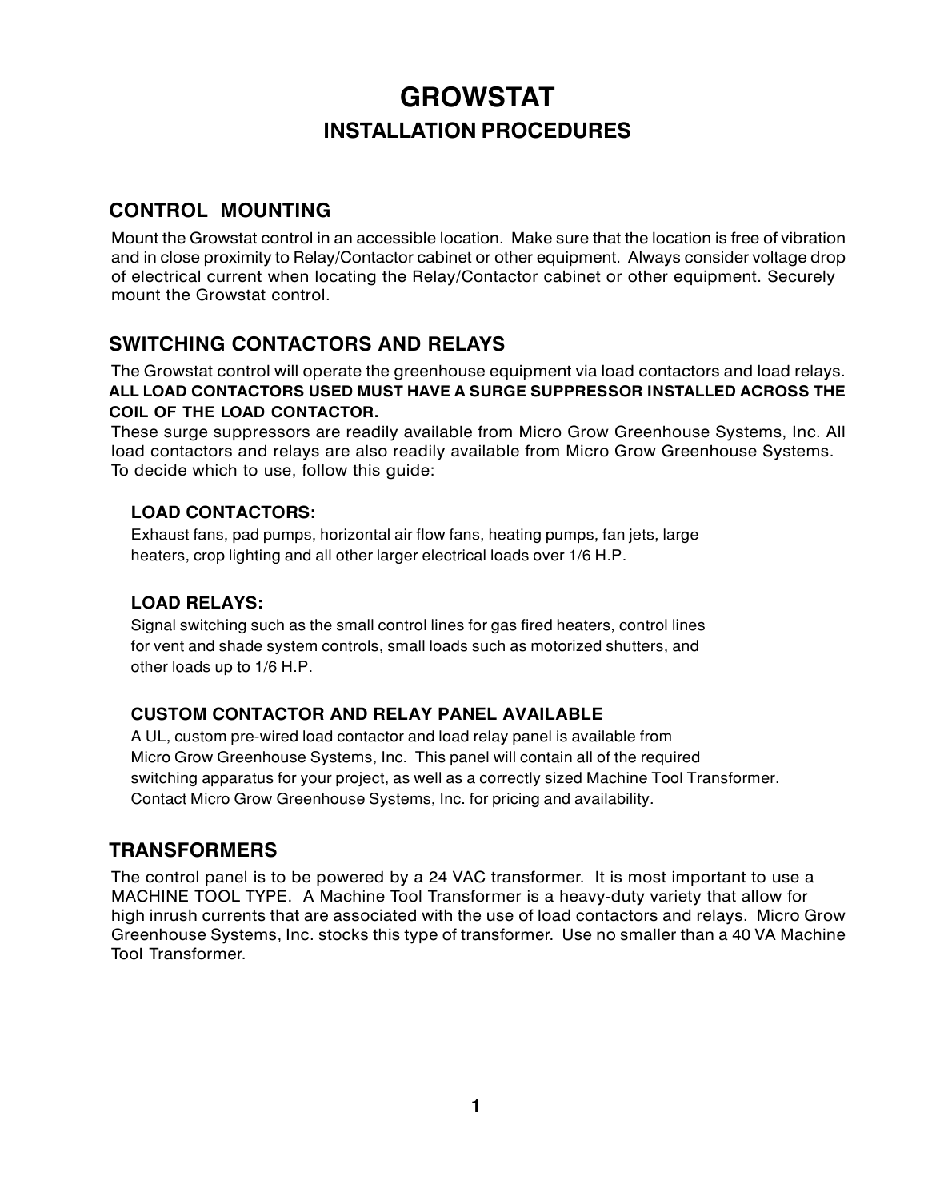# GROWSTAT

## INSTALLATION PROCEDURES

### CONTROL MOUNTING

Mount the Growstat control in an accessible location. Make sure that the location is free of vibration and in close proximity to Relay/Contactor cabinet or other equipment. Always consider voltage drop of electrical current when locating the Relay/Contactor cabinet or other equipment. Securely mount the Growstat control.

### SWITCHING CONTACTORS AND RELAYS

The Growstat control will operate the greenhouse equipment via load contactors and load relays. **ALL LOAD CONTACTORS USED MUST HAVE A SURGE SUPPRESSOR INSTALLED ACROSS THE COIL OF THE LOAD CONTACTOR.**
These surge suppressors are readily available from Micro Grow Greenhouse Systems, Inc. All load contactors and relays are also readily available from Micro Grow Greenhouse Systems. To decide which to use, follow this guide:

#### LOAD CONTACTORS:

Exhaust fans, pad pumps, horizontal air flow fans, heating pumps, fan jets, large heaters, crop lighting and all other larger electrical loads over 1/6 H.P.

#### LOAD RELAYS:

Signal switching such as the small control lines for gas fired heaters, control lines for vent and shade system controls, small loads such as motorized shutters, and other loads up to 1/6 H.P.

#### CUSTOM CONTACTOR AND RELAY PANEL AVAILABLE

A UL, custom pre-wired load contactor and load relay panel is available from Micro Grow Greenhouse Systems, Inc. This panel will contain all of the required switching apparatus for your project, as well as a correctly sized Machine Tool Transformer. Contact Micro Grow Greenhouse Systems, Inc. for pricing and availability.

### TRANSFORMERS

The control panel is to be powered by a 24 VAC transformer. It is most important to use a MACHINE TOOL TYPE. A Machine Tool Transformer is a heavy-duty variety that allow for high inrush currents that are associated with the use of load contactors and relays. Micro Grow Greenhouse Systems, Inc. stocks this type of transformer. Use no smaller than a 40 VA Machine Tool Transformer.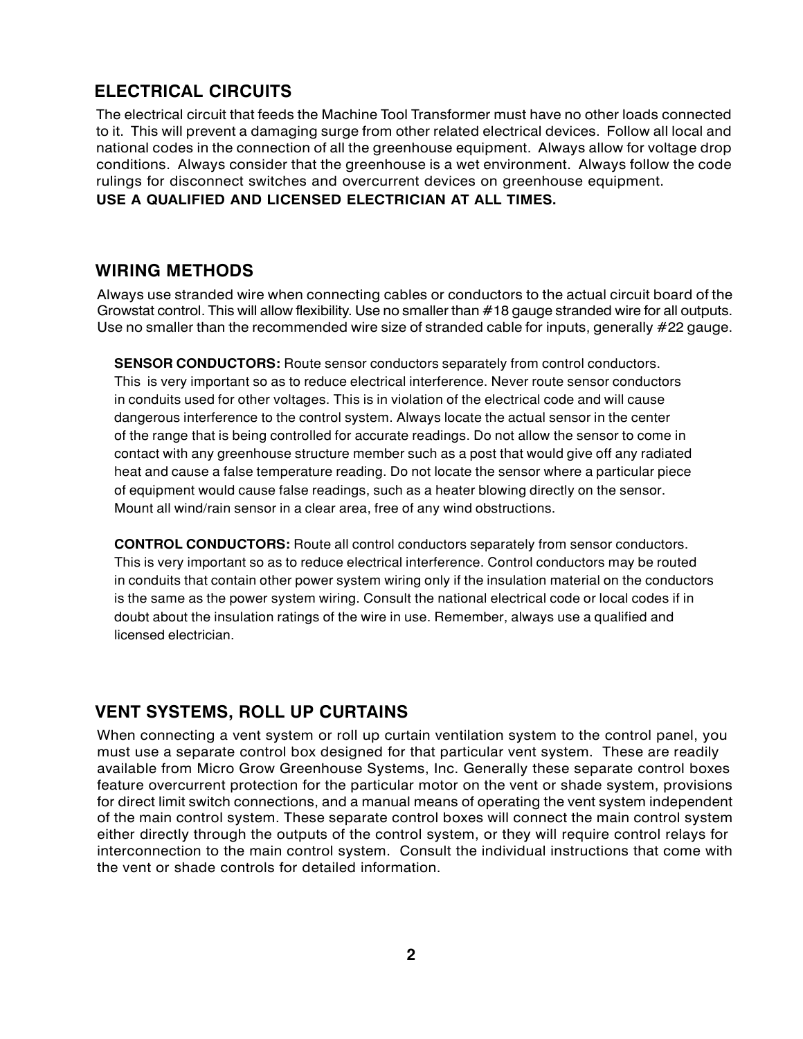## ELECTRICAL CIRCUITS

The electrical circuit that feeds the Machine Tool Transformer must have no other loads connected to it. This will prevent a damaging surge from other related electrical devices. Follow all local and national codes in the connection of all the greenhouse equipment. Always allow for voltage drop conditions. Always consider that the greenhouse is a wet environment. Always follow the code rulings for disconnect switches and overcurrent devices on greenhouse equipment.

**USE A QUALIFIED AND LICENSED ELECTRICIAN AT ALL TIMES.**

## WIRING METHODS

Always use stranded wire when connecting cables or conductors to the actual circuit board of the Growstat control. This will allow flexibility. Use no smaller than #18 gauge stranded wire for all outputs. Use no smaller than the recommended wire size of stranded cable for inputs, generally #22 gauge.

**SENSOR CONDUCTORS:** Route sensor conductors separately from control conductors. This is very important so as to reduce electrical interference. Never route sensor conductors in conduits used for other voltages. This is in violation of the electrical code and will cause dangerous interference to the control system. Always locate the actual sensor in the center of the range that is being controlled for accurate readings. Do not allow the sensor to come in contact with any greenhouse structure member such as a post that would give off any radiated heat and cause a false temperature reading. Do not locate the sensor where a particular piece of equipment would cause false readings, such as a heater blowing directly on the sensor. Mount all wind/rain sensor in a clear area, free of any wind obstructions.

**CONTROL CONDUCTORS:** Route all control conductors separately from sensor conductors. This is very important so as to reduce electrical interference. Control conductors may be routed in conduits that contain other power system wiring only if the insulation material on the conductors is the same as the power system wiring. Consult the national electrical code or local codes if in doubt about the insulation ratings of the wire in use. Remember, always use a qualified and licensed electrician.

## VENT SYSTEMS, ROLL UP CURTAINS

When connecting a vent system or roll up curtain ventilation system to the control panel, you must use a separate control box designed for that particular vent system. These are readily available from Micro Grow Greenhouse Systems, Inc. Generally these separate control boxes feature overcurrent protection for the particular motor on the vent or shade system, provisions for direct limit switch connections, and a manual means of operating the vent system independent of the main control system. These separate control boxes will connect the main control system either directly through the outputs of the control system, or they will require control relays for interconnection to the main control system. Consult the individual instructions that come with the vent or shade controls for detailed information.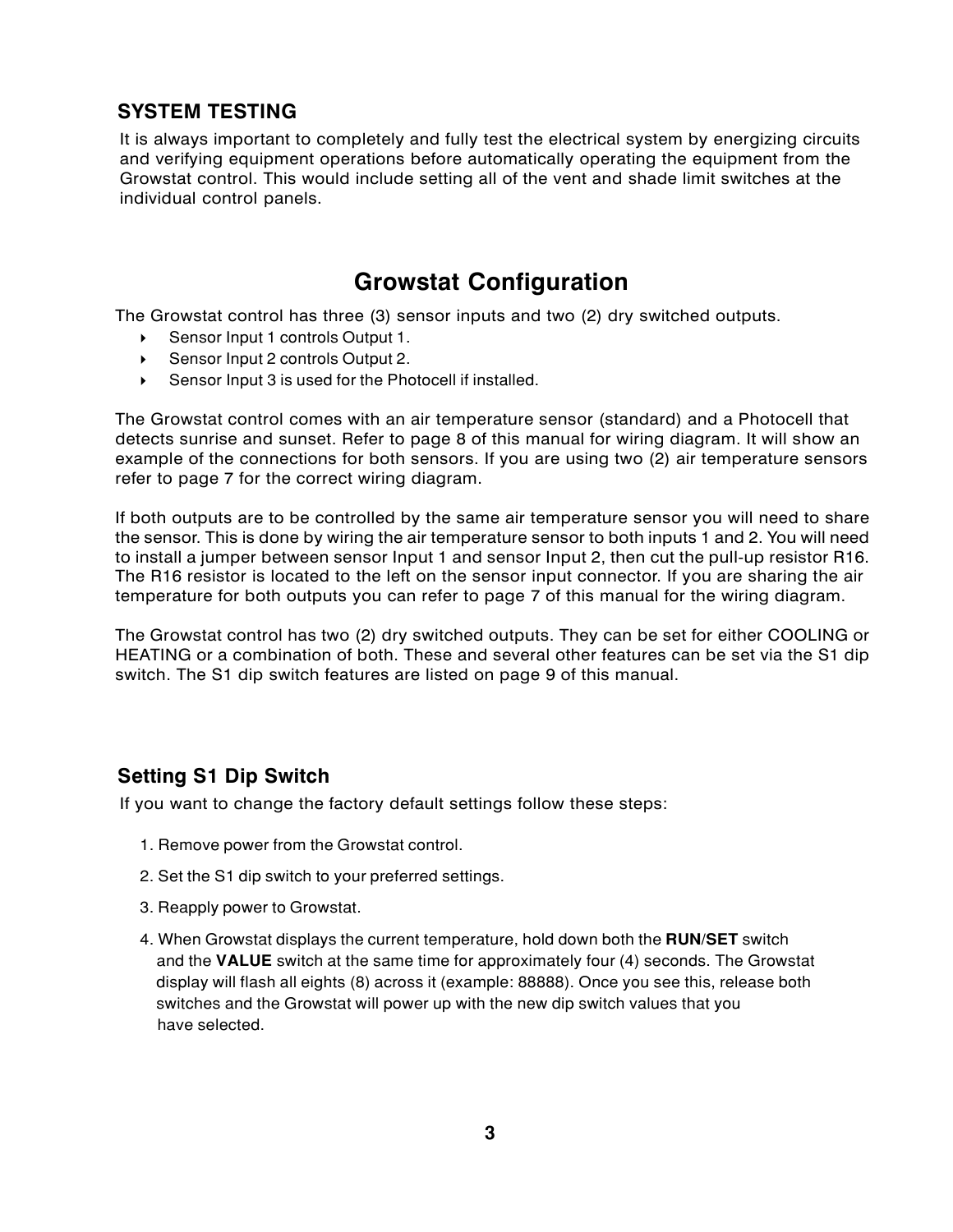## SYSTEM TESTING

It is always important to completely and fully test the electrical system by energizing circuits and verifying equipment operations before automatically operating the equipment from the Growstat control. This would include setting all of the vent and shade limit switches at the individual control panels.

# Growstat Configuration

The Growstat control has three (3) sensor inputs and two (2) dry switched outputs.

- Sensor Input 1 controls Output 1.
- Sensor Input 2 controls Output 2.
- Sensor Input 3 is used for the Photocell if installed.

The Growstat control comes with an air temperature sensor (standard) and a Photocell that detects sunrise and sunset. Refer to page 8 of this manual for wiring diagram. It will show an example of the connections for both sensors. If you are using two (2) air temperature sensors refer to page 7 for the correct wiring diagram.

If both outputs are to be controlled by the same air temperature sensor you will need to share the sensor. This is done by wiring the air temperature sensor to both inputs 1 and 2. You will need to install a jumper between sensor Input 1 and sensor Input 2, then cut the pull-up resistor R16. The R16 resistor is located to the left on the sensor input connector. If you are sharing the air temperature for both outputs you can refer to page 7 of this manual for the wiring diagram.

The Growstat control has two (2) dry switched outputs. They can be set for either COOLING or HEATING or a combination of both. These and several other features can be set via the S1 dip switch. The S1 dip switch features are listed on page 9 of this manual.

## Setting S1 Dip Switch

If you want to change the factory default settings follow these steps:

1. Remove power from the Growstat control.
2. Set the S1 dip switch to your preferred settings.
3. Reapply power to Growstat.
4. When Growstat displays the current temperature, hold down both the **RUN/SET** switch and the **VALUE** switch at the same time for approximately four (4) seconds. The Growstat display will flash all eights (8) across it (example: 88888). Once you see this, release both switches and the Growstat will power up with the new dip switch values that you have selected.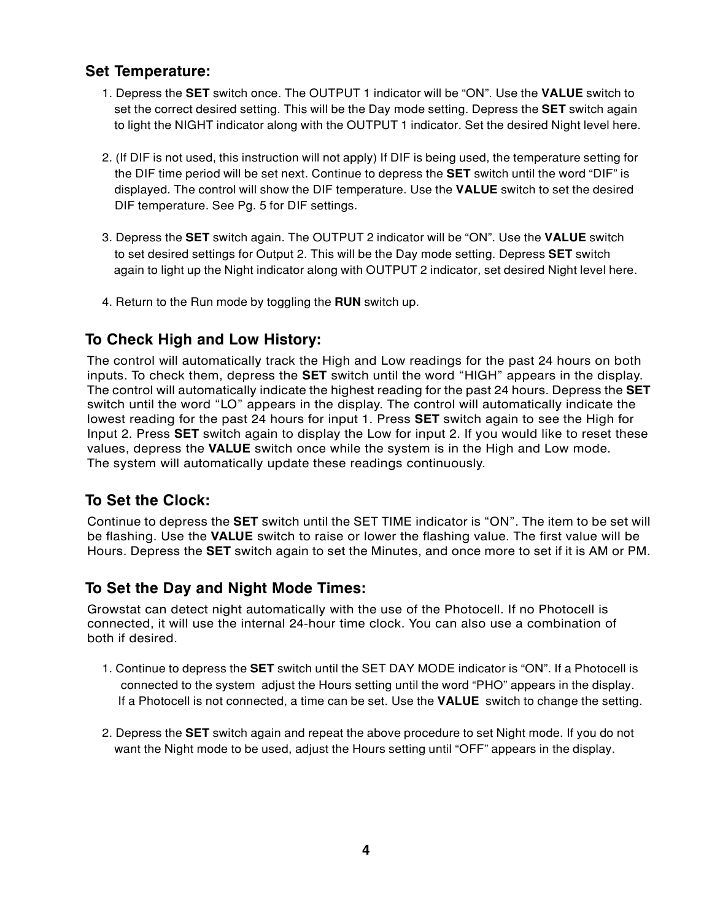## Set Temperature:

1. Depress the **SET** switch once. The OUTPUT 1 indicator will be "ON". Use the **VALUE** switch to set the correct desired setting. This will be the Day mode setting. Depress the **SET** switch again to light the NIGHT indicator along with the OUTPUT 1 indicator. Set the desired Night level here.

2. (If DIF is not used, this instruction will not apply) If DIF is being used, the temperature setting for the DIF time period will be set next. Continue to depress the **SET** switch until the word "DIF" is displayed. The control will show the DIF temperature. Use the **VALUE** switch to set the desired DIF temperature. See Pg. 5 for DIF settings.

3. Depress the **SET** switch again. The OUTPUT 2 indicator will be "ON". Use the **VALUE** switch to set desired settings for Output 2. This will be the Day mode setting. Depress **SET** switch again to light up the Night indicator along with OUTPUT 2 indicator, set desired Night level here.

4. Return to the Run mode by toggling the **RUN** switch up.

## To Check High and Low History:

The control will automatically track the High and Low readings for the past 24 hours on both inputs. To check them, depress the **SET** switch until the word "HIGH" appears in the display. The control will automatically indicate the highest reading for the past 24 hours. Depress the **SET** switch until the word "LO" appears in the display. The control will automatically indicate the lowest reading for the past 24 hours for input 1. Press **SET** switch again to see the High for Input 2. Press **SET** switch again to display the Low for input 2. If you would like to reset these values, depress the **VALUE** switch once while the system is in the High and Low mode. The system will automatically update these readings continuously.

## To Set the Clock:

Continue to depress the **SET** switch until the SET TIME indicator is "ON". The item to be set will be flashing. Use the **VALUE** switch to raise or lower the flashing value. The first value will be Hours. Depress the **SET** switch again to set the Minutes, and once more to set if it is AM or PM.

## To Set the Day and Night Mode Times:

Growstat can detect night automatically with the use of the Photocell. If no Photocell is connected, it will use the internal 24-hour time clock. You can also use a combination of both if desired.

1. Continue to depress the **SET** switch until the SET DAY MODE indicator is "ON". If a Photocell is connected to the system adjust the Hours setting until the word "PHO" appears in the display. If a Photocell is not connected, a time can be set. Use the **VALUE** switch to change the setting.

2. Depress the **SET** switch again and repeat the above procedure to set Night mode. If you do not want the Night mode to be used, adjust the Hours setting until "OFF" appears in the display.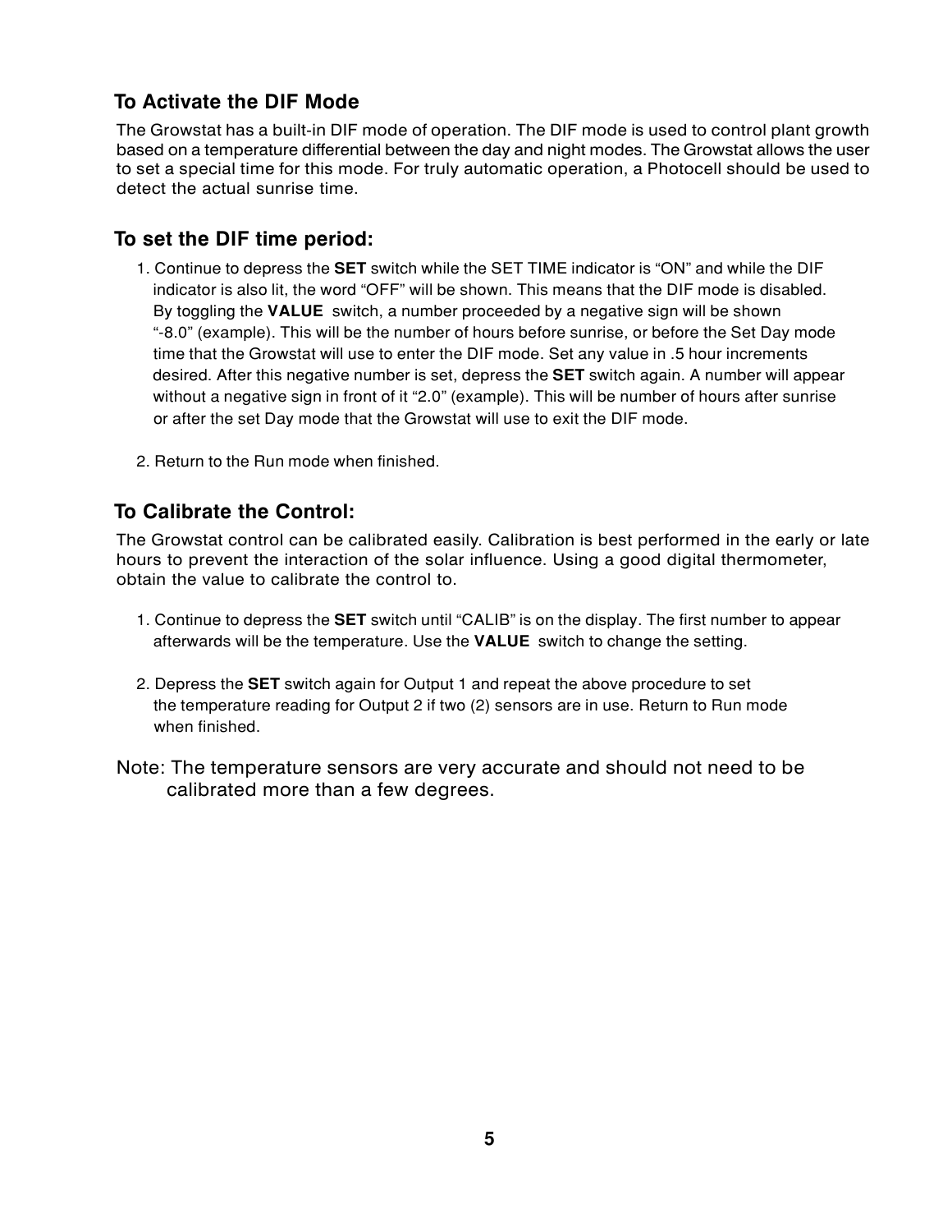## To Activate the DIF Mode

The Growstat has a built-in DIF mode of operation. The DIF mode is used to control plant growth based on a temperature differential between the day and night modes. The Growstat allows the user to set a special time for this mode. For truly automatic operation, a Photocell should be used to detect the actual sunrise time.

## To set the DIF time period:

1. Continue to depress the **SET** switch while the SET TIME indicator is "ON" and while the DIF indicator is also lit, the word "OFF" will be shown. This means that the DIF mode is disabled. By toggling the **VALUE** switch, a number proceeded by a negative sign will be shown "-8.0" (example). This will be the number of hours before sunrise, or before the Set Day mode time that the Growstat will use to enter the DIF mode. Set any value in .5 hour increments desired. After this negative number is set, depress the **SET** switch again. A number will appear without a negative sign in front of it "2.0" (example). This will be number of hours after sunrise or after the set Day mode that the Growstat will use to exit the DIF mode.

2. Return to the Run mode when finished.

## To Calibrate the Control:

The Growstat control can be calibrated easily. Calibration is best performed in the early or late hours to prevent the interaction of the solar influence. Using a good digital thermometer, obtain the value to calibrate the control to.

1. Continue to depress the **SET** switch until "CALIB" is on the display. The first number to appear afterwards will be the temperature. Use the **VALUE** switch to change the setting.

2. Depress the **SET** switch again for Output 1 and repeat the above procedure to set the temperature reading for Output 2 if two (2) sensors are in use. Return to Run mode when finished.

Note: The temperature sensors are very accurate and should not need to be calibrated more than a few degrees.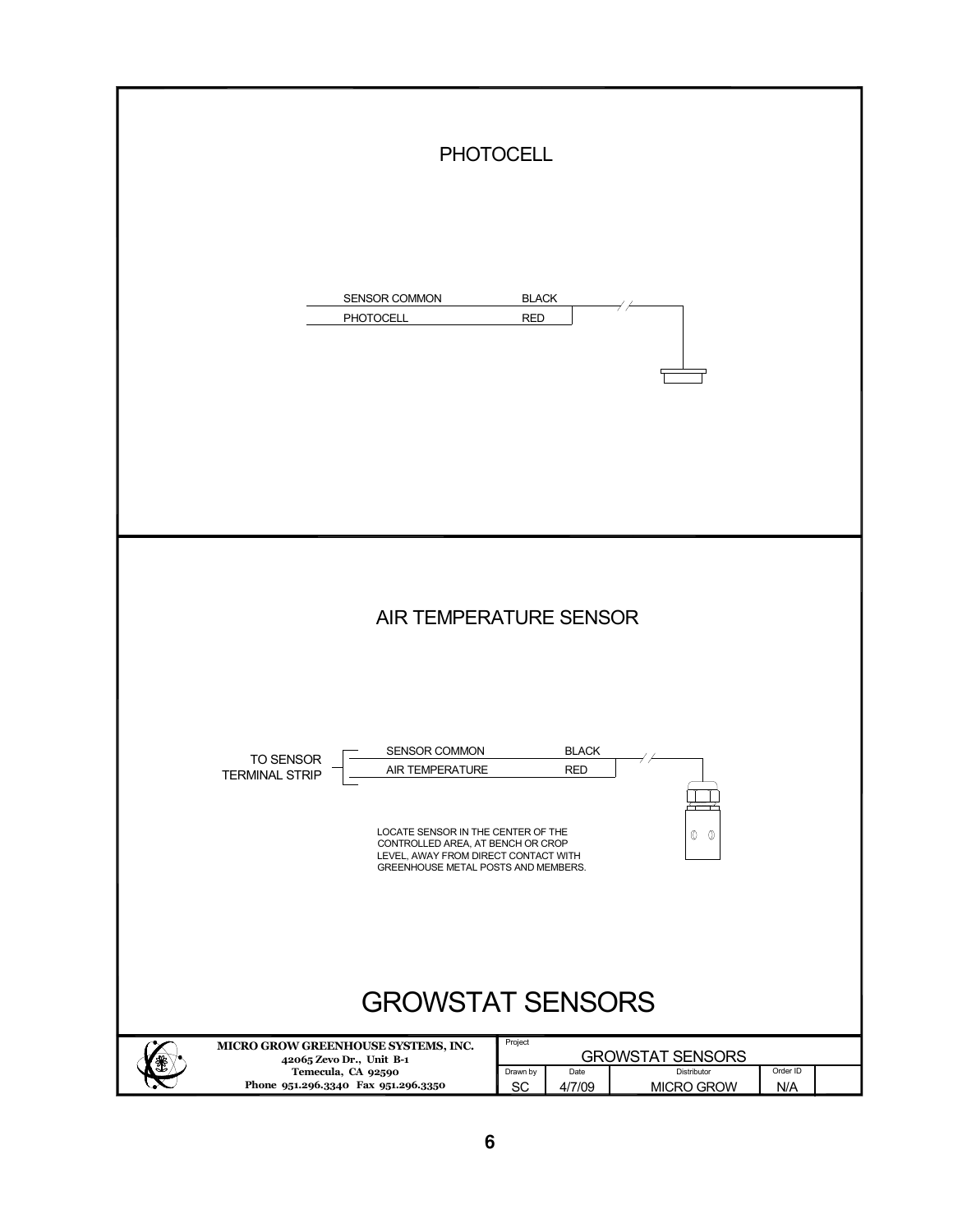## PHOTOCELL

| | |
|---|---|
| SENSOR COMMON | BLACK |
| PHOTOCELL | RED |

## AIR TEMPERATURE SENSOR

TO SENSOR TERMINAL STRIP

| | |
|---|---|
| SENSOR COMMON | BLACK |
| AIR TEMPERATURE | RED |

LOCATE SENSOR IN THE CENTER OF THE CONTROLLED AREA, AT BENCH OR CROP LEVEL, AWAY FROM DIRECT CONTACT WITH GREENHOUSE METAL POSTS AND MEMBERS.

# GROWSTAT SENSORS

**MICRO GROW GREENHOUSE SYSTEMS, INC.**
42065 Zevo Dr., Unit B-1
Temecula, CA 92590
Phone 951.296.3340 Fax 951.296.3350

| Project | | | | |
|---|---|---|---|---|
| GROWSTAT SENSORS | | | | |
| Drawn by | Date | Distributor | Order ID | |
| SC | 4/7/09 | MICRO GROW | N/A | |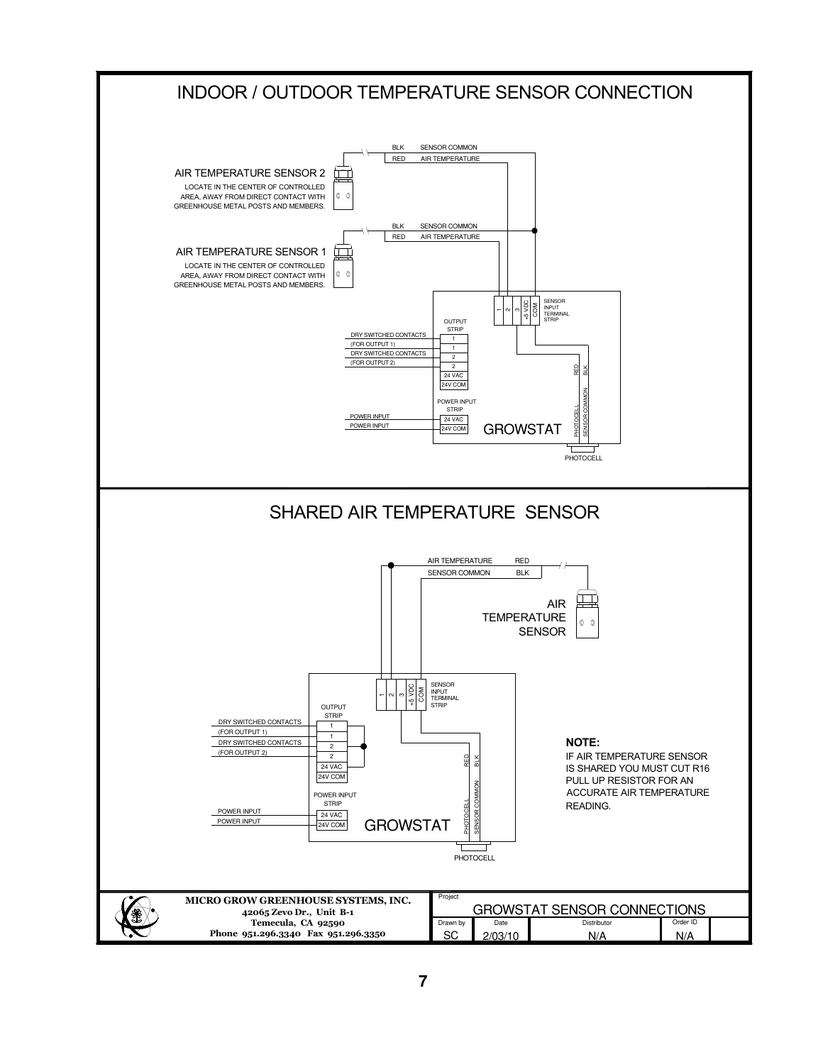# INDOOR / OUTDOOR TEMPERATURE SENSOR CONNECTION

BLK SENSOR COMMON

RED AIR TEMPERATURE

AIR TEMPERATURE SENSOR 2

LOCATE IN THE CENTER OF CONTROLLED AREA, AWAY FROM DIRECT CONTACT WITH GREENHOUSE METAL POSTS AND MEMBERS.

BLK SENSOR COMMON

RED AIR TEMPERATURE

AIR TEMPERATURE SENSOR 1

LOCATE IN THE CENTER OF CONTROLLED AREA, AWAY FROM DIRECT CONTACT WITH GREENHOUSE METAL POSTS AND MEMBERS.

1 2 3 +5 VDC COM — SENSOR INPUT TERMINAL STRIP

OUTPUT STRIP

DRY SWITCHED CONTACTS (FOR OUTPUT 1) — 1, 1

DRY SWITCHED CONTACTS (FOR OUTPUT 2) — 2, 2

24 VAC

24V COM

POWER INPUT STRIP

POWER INPUT — 24 VAC

POWER INPUT — 24V COM

RED BLK

PHOTOCELL SENSOR COMMON

GROWSTAT

PHOTOCELL

# SHARED AIR TEMPERATURE SENSOR

AIR TEMPERATURE RED

SENSOR COMMON BLK

AIR TEMPERATURE SENSOR

1 2 3 +5 VDC COM — SENSOR INPUT TERMINAL STRIP

OUTPUT STRIP

DRY SWITCHED CONTACTS (FOR OUTPUT 1) — 1, 1

DRY SWITCHED CONTACTS (FOR OUTPUT 2) — 2, 2

24 VAC

24V COM

POWER INPUT STRIP

POWER INPUT — 24 VAC

POWER INPUT — 24V COM

RED BLK

PHOTOCELL SENSOR COMMON

GROWSTAT

PHOTOCELL

**NOTE:**

IF AIR TEMPERATURE SENSOR IS SHARED YOU MUST CUT R16 PULL UP RESISTOR FOR AN ACCURATE AIR TEMPERATURE READING.

**MICRO GROW GREENHOUSE SYSTEMS, INC.**
**42065 Zevo Dr., Unit B-1**
**Temecula, CA 92590**
**Phone 951.296.3340 Fax 951.296.3350**

| Project | | | |
|---|---|---|---|
| GROWSTAT SENSOR CONNECTIONS | | | |
| Drawn by | Date | Distributor | Order ID |
| SC | 2/03/10 | N/A | N/A |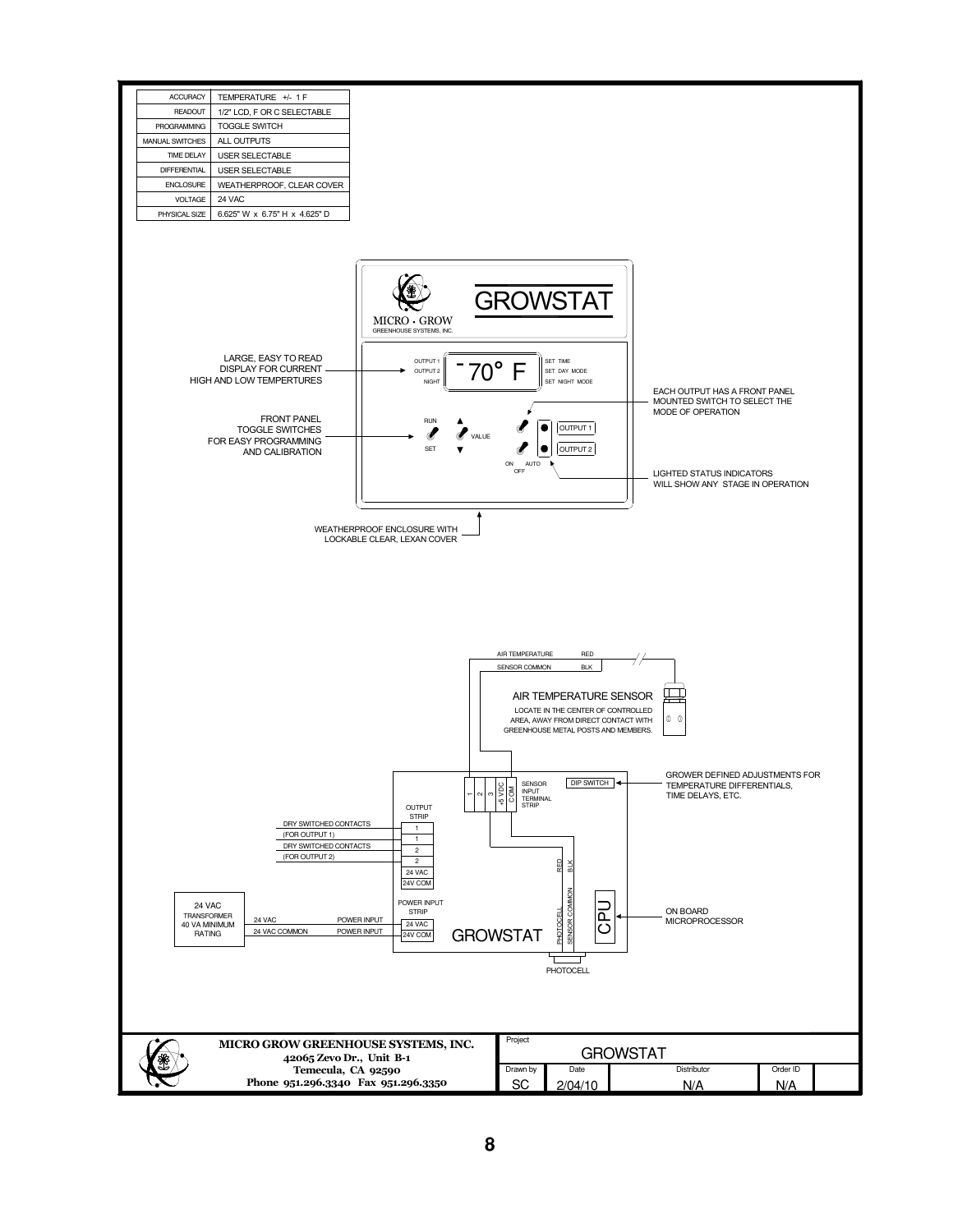| | |
|---|---|
| ACCURACY | TEMPERATURE +/- 1 F |
| READOUT | 1/2" LCD, F OR C SELECTABLE |
| PROGRAMMING | TOGGLE SWITCH |
| MANUAL SWITCHES | ALL OUTPUTS |
| TIME DELAY | USER SELECTABLE |
| DIFFERENTIAL | USER SELECTABLE |
| ENCLOSURE | WEATHERPROOF, CLEAR COVER |
| VOLTAGE | 24 VAC |
| PHYSICAL SIZE | 6.625" W x 6.75" H x 4.625" D |

GROWSTAT

MICRO • GROW
GREENHOUSE SYSTEMS, INC.

OUTPUT 1
OUTPUT 2
NIGHT

¯70° F

SET TIME
SET DAY MODE
SET NIGHT MODE

RUN
SET
VALUE

OUTPUT 1
OUTPUT 2

ON AUTO
OFF

LARGE, EASY TO READ DISPLAY FOR CURRENT HIGH AND LOW TEMPERTURES

FRONT PANEL TOGGLE SWITCHES FOR EASY PROGRAMMING AND CALIBRATION

EACH OUTPUT HAS A FRONT PANEL MOUNTED SWITCH TO SELECT THE MODE OF OPERATION

LIGHTED STATUS INDICATORS WILL SHOW ANY STAGE IN OPERATION

WEATHERPROOF ENCLOSURE WITH LOCKABLE CLEAR, LEXAN COVER

AIR TEMPERATURE RED
SENSOR COMMON BLK

AIR TEMPERATURE SENSOR
LOCATE IN THE CENTER OF CONTROLLED AREA, AWAY FROM DIRECT CONTACT WITH GREENHOUSE METAL POSTS AND MEMBERS.

1 2 3 +5 VDC COM
SENSOR INPUT TERMINAL STRIP

DIP SWITCH

GROWER DEFINED ADJUSTMENTS FOR TEMPERATURE DIFFERENTIALS, TIME DELAYS, ETC.

OUTPUT STRIP
DRY SWITCHED CONTACTS (FOR OUTPUT 1) — 1, 1
DRY SWITCHED CONTACTS (FOR OUTPUT 2) — 2, 2
24 VAC
24V COM

RED BLK

24 VAC TRANSFORMER 40 VA MINIMUM RATING
24 VAC — POWER INPUT
24 VAC COMMON — POWER INPUT

POWER INPUT STRIP
24 VAC
24V COM

GROWSTAT

PHOTOCELL SENSOR COMMON

CPU

ON BOARD MICROPROCESSOR

PHOTOCELL

**MICRO GROW GREENHOUSE SYSTEMS, INC.**
**42065 Zevo Dr., Unit B-1**
**Temecula, CA 92590**
**Phone 951.296.3340 Fax 951.296.3350**

| Project | GROWSTAT | | |
|---|---|---|---|
| Drawn by | Date | Distributor | Order ID |
| SC | 2/04/10 | N/A | N/A |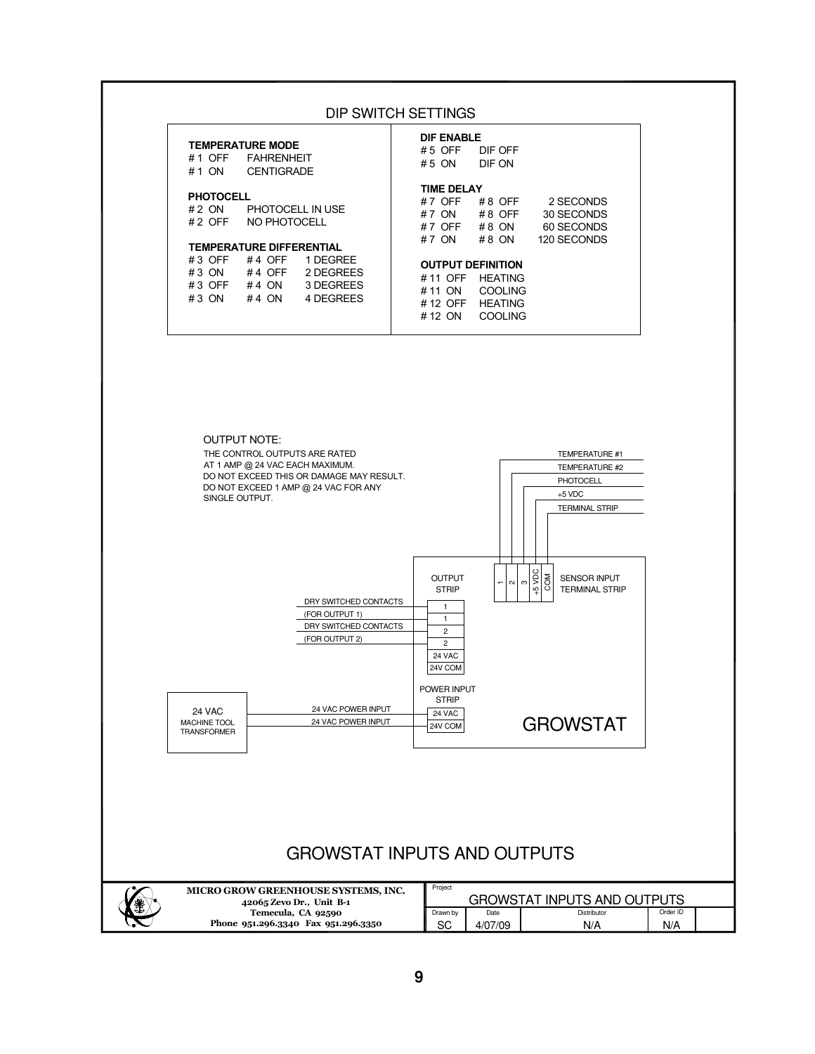## DIP SWITCH SETTINGS

**TEMPERATURE MODE**

| | |
|---|---|
| # 1 OFF | FAHRENHEIT |
| # 1 ON | CENTIGRADE |

**PHOTOCELL**

| | |
|---|---|
| # 2 ON | PHOTOCELL IN USE |
| # 2 OFF | NO PHOTOCELL |

**TEMPERATURE DIFFERENTIAL**

| | | |
|---|---|---|
| # 3 OFF | # 4 OFF | 1 DEGREE |
| # 3 ON | # 4 OFF | 2 DEGREES |
| # 3 OFF | # 4 ON | 3 DEGREES |
| # 3 ON | # 4 ON | 4 DEGREES |

**DIF ENABLE**

| | |
|---|---|
| # 5 OFF | DIF OFF |
| # 5 ON | DIF ON |

**TIME DELAY**

| | | |
|---|---|---|
| # 7 OFF | # 8 OFF | 2 SECONDS |
| # 7 ON | # 8 OFF | 30 SECONDS |
| # 7 OFF | # 8 ON | 60 SECONDS |
| # 7 ON | # 8 ON | 120 SECONDS |

**OUTPUT DEFINITION**

| | |
|---|---|
| # 11 OFF | HEATING |
| # 11 ON | COOLING |
| # 12 OFF | HEATING |
| # 12 ON | COOLING |

OUTPUT NOTE:
THE CONTROL OUTPUTS ARE RATED AT 1 AMP @ 24 VAC EACH MAXIMUM.
DO NOT EXCEED THIS OR DAMAGE MAY RESULT.
DO NOT EXCEED 1 AMP @ 24 VAC FOR ANY SINGLE OUTPUT.

TEMPERATURE #1
TEMPERATURE #2
PHOTOCELL
+5 VDC
TERMINAL STRIP

SENSOR INPUT TERMINAL STRIP: 1, 2, 3, +5 VDC, COM

OUTPUT STRIP: 1, 1, 2, 2, 24 VAC, 24V COM

DRY SWITCHED CONTACTS (FOR OUTPUT 1)
DRY SWITCHED CONTACTS (FOR OUTPUT 2)

POWER INPUT STRIP: 24 VAC, 24V COM

24 VAC MACHINE TOOL TRANSFORMER
24 VAC POWER INPUT
24 VAC POWER INPUT

GROWSTAT

## GROWSTAT INPUTS AND OUTPUTS

**MICRO GROW GREENHOUSE SYSTEMS, INC.**
**42065 Zevo Dr., Unit B-1**
**Temecula, CA 92590**
**Phone 951.296.3340 Fax 951.296.3350**

| Project | | | |
|---|---|---|---|
| GROWSTAT INPUTS AND OUTPUTS | | | |
| Drawn by | Date | Distributor | Order ID |
| SC | 4/07/09 | N/A | N/A |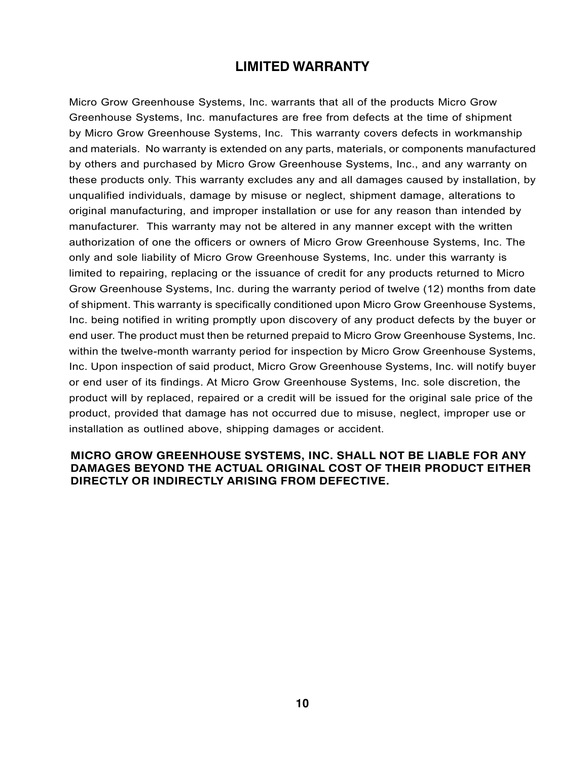# LIMITED WARRANTY

Micro Grow Greenhouse Systems, Inc. warrants that all of the products Micro Grow Greenhouse Systems, Inc. manufactures are free from defects at the time of shipment by Micro Grow Greenhouse Systems, Inc.  This warranty covers defects in workmanship and materials.  No warranty is extended on any parts, materials, or components manufactured by others and purchased by Micro Grow Greenhouse Systems, Inc., and any warranty on these products only. This warranty excludes any and all damages caused by installation, by unqualified individuals, damage by misuse or neglect, shipment damage, alterations to original manufacturing, and improper installation or use for any reason than intended by manufacturer.  This warranty may not be altered in any manner except with the written authorization of one the officers or owners of Micro Grow Greenhouse Systems, Inc. The only and sole liability of Micro Grow Greenhouse Systems, Inc. under this warranty is limited to repairing, replacing or the issuance of credit for any products returned to Micro Grow Greenhouse Systems, Inc. during the warranty period of twelve (12) months from date of shipment. This warranty is specifically conditioned upon Micro Grow Greenhouse Systems, Inc. being notified in writing promptly upon discovery of any product defects by the buyer or end user. The product must then be returned prepaid to Micro Grow Greenhouse Systems, Inc. within the twelve-month warranty period for inspection by Micro Grow Greenhouse Systems, Inc. Upon inspection of said product, Micro Grow Greenhouse Systems, Inc. will notify buyer or end user of its findings. At Micro Grow Greenhouse Systems, Inc. sole discretion, the product will by replaced, repaired or a credit will be issued for the original sale price of the product, provided that damage has not occurred due to misuse, neglect, improper use or installation as outlined above, shipping damages or accident.

**MICRO GROW GREENHOUSE SYSTEMS, INC. SHALL NOT BE LIABLE FOR ANY DAMAGES BEYOND THE ACTUAL ORIGINAL COST OF THEIR PRODUCT EITHER DIRECTLY OR INDIRECTLY ARISING FROM DEFECTIVE.**